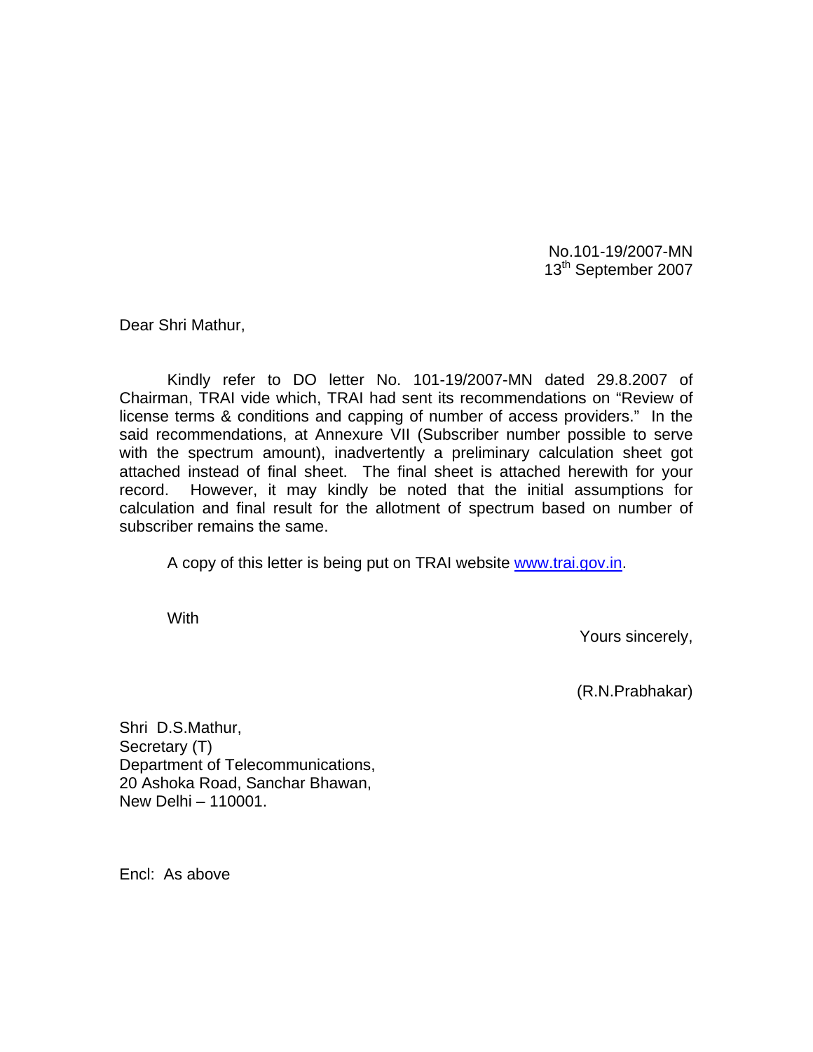No.101-19/2007-MN
13th September 2007

Dear Shri Mathur,

Kindly refer to DO letter No. 101-19/2007-MN dated 29.8.2007 of Chairman, TRAI vide which, TRAI had sent its recommendations on "Review of license terms & conditions and capping of number of access providers." In the said recommendations, at Annexure VII (Subscriber number possible to serve with the spectrum amount), inadvertently a preliminary calculation sheet got attached instead of final sheet. The final sheet is attached herewith for your record. However, it may kindly be noted that the initial assumptions for calculation and final result for the allotment of spectrum based on number of subscriber remains the same.

A copy of this letter is being put on TRAI website [www.trai.gov.in](http://www.trai.gov.in).

With

Yours sincerely,

(R.N.Prabhakar)

Shri D.S.Mathur,
Secretary (T)
Department of Telecommunications,
20 Ashoka Road, Sanchar Bhawan,
New Delhi – 110001.

Encl: As above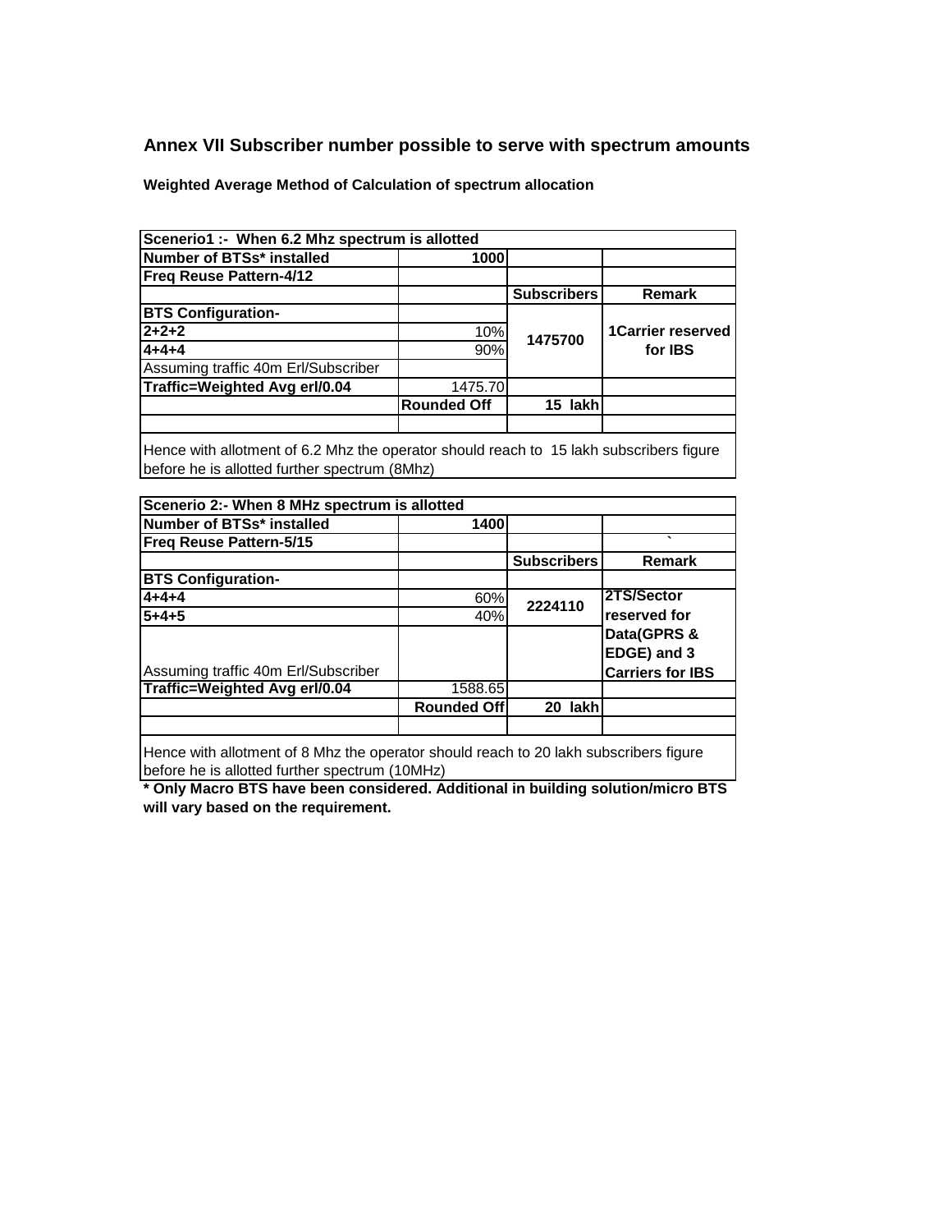## Annex VII Subscriber number possible to serve with spectrum amounts

**Weighted Average Method of Calculation of spectrum allocation**

| | | | |
|---|---|---|---|
| **Scenerio1 :- When 6.2 Mhz spectrum is allotted** | | | |
| **Number of BTSs* installed** | **1000** | | |
| **Freq Reuse Pattern-4/12** | | | |
| | | **Subscribers** | **Remark** |
| **BTS Configuration-** | | **1475700** | **1Carrier reserved for IBS** |
| **2+2+2** | 10% | | |
| **4+4+4** | 90% | | |
| Assuming traffic 40m Erl/Subscriber | | | |
| **Traffic=Weighted Avg erl/0.04** | 1475.70 | | |
| | **Rounded Off** | **15 lakh** | |
| | | | |
| Hence with allotment of 6.2 Mhz the operator should reach to 15 lakh subscribers figure before he is allotted further spectrum (8Mhz) | | | |

| | | | |
|---|---|---|---|
| **Scenerio 2:- When 8 MHz spectrum is allotted** | | | |
| **Number of BTSs* installed** | **1400** | | |
| **Freq Reuse Pattern-5/15** | | | ` |
| | | **Subscribers** | **Remark** |
| **BTS Configuration-** | | | |
| **4+4+4** | 60% | **2224110** | **2TS/Sector reserved for Data(GPRS & EDGE) and 3 Carriers for IBS** |
| **5+4+5** | 40% | | |
| Assuming traffic 40m Erl/Subscriber | | | |
| **Traffic=Weighted Avg erl/0.04** | 1588.65 | | |
| | **Rounded Off** | **20 lakh** | |
| | | | |
| Hence with allotment of 8 Mhz the operator should reach to 20 lakh subscribers figure before he is allotted further spectrum (10MHz) | | | |

**\* Only Macro BTS have been considered. Additional in building solution/micro BTS will vary based on the requirement.**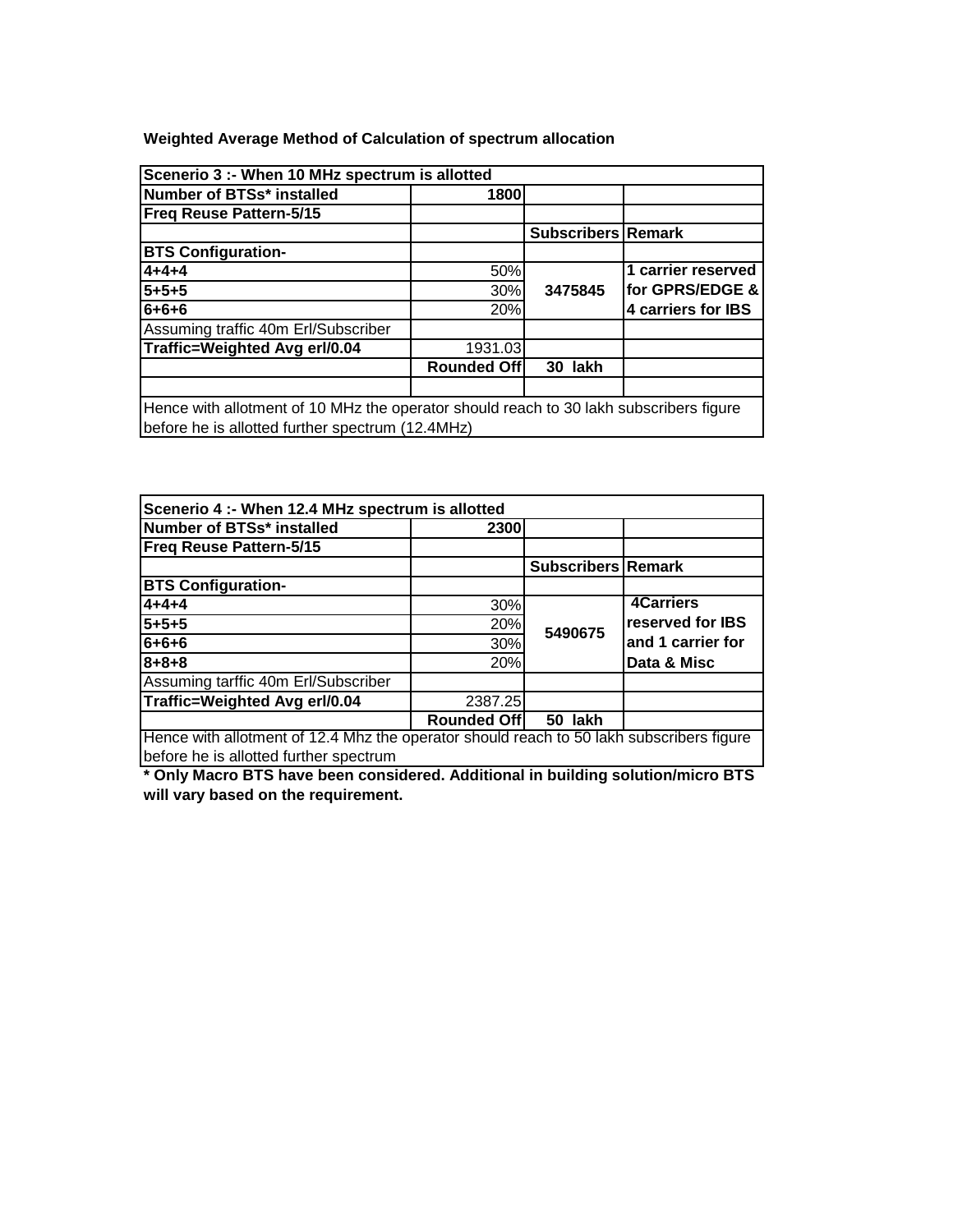**Weighted Average Method of Calculation of spectrum allocation**

| | | | |
|---|---|---|---|
| **Scenerio 3 :- When 10 MHz spectrum is allotted** | | | |
| **Number of BTSs* installed** | **1800** | | |
| **Freq Reuse Pattern-5/15** | | | |
| | | **Subscribers** | **Remark** |
| **BTS Configuration-** | | | |
| **4+4+4** | 50% | **3475845** | **1 carrier reserved for GPRS/EDGE & 4 carriers for IBS** |
| **5+5+5** | 30% | | |
| **6+6+6** | 20% | | |
| Assuming traffic 40m Erl/Subscriber | | | |
| **Traffic=Weighted Avg erl/0.04** | 1931.03 | | |
| | **Rounded Off** | **30 lakh** | |
| | | | |
| Hence with allotment of 10 MHz the operator should reach to 30 lakh subscribers figure before he is allotted further spectrum (12.4MHz) | | | |

| | | | |
|---|---|---|---|
| **Scenerio 4 :- When 12.4 MHz spectrum is allotted** | | | |
| **Number of BTSs* installed** | **2300** | | |
| **Freq Reuse Pattern-5/15** | | | |
| | | **Subscribers** | **Remark** |
| **BTS Configuration-** | | | |
| **4+4+4** | 30% | **5490675** | **4Carriers reserved for IBS and 1 carrier for Data & Misc** |
| **5+5+5** | 20% | | |
| **6+6+6** | 30% | | |
| **8+8+8** | 20% | | |
| Assuming tarffic 40m Erl/Subscriber | | | |
| **Traffic=Weighted Avg erl/0.04** | 2387.25 | | |
| | **Rounded Off** | **50 lakh** | |
| Hence with allotment of 12.4 Mhz the operator should reach to 50 lakh subscribers figure before he is allotted further spectrum | | | |

**\* Only Macro BTS have been considered. Additional in building solution/micro BTS will vary based on the requirement.**